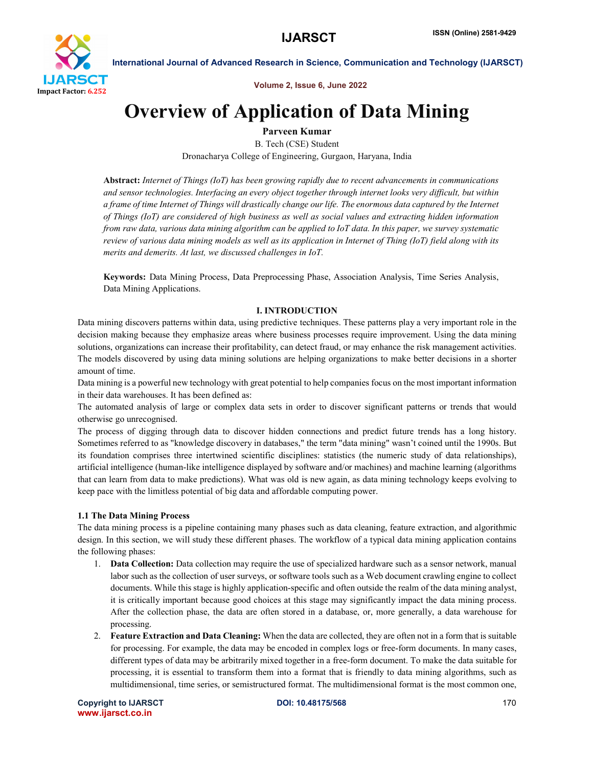# Overview of Application of Data Mining

**Parveen Kumar**

B. Tech (CSE) Student

Dronacharya College of Engineering, Gurgaon, Haryana, India

**Abstract:** *Internet of Things (IoT) has been growing rapidly due to recent advancements in communications and sensor technologies. Interfacing an every object together through internet looks very difficult, but within a frame of time Internet of Things will drastically change our life. The enormous data captured by the Internet of Things (IoT) are considered of high business as well as social values and extracting hidden information from raw data, various data mining algorithm can be applied to IoT data. In this paper, we survey systematic review of various data mining models as well as its application in Internet of Thing (IoT) field along with its merits and demerits. At last, we discussed challenges in IoT.*

**Keywords:** Data Mining Process, Data Preprocessing Phase, Association Analysis, Time Series Analysis, Data Mining Applications.

## I. INTRODUCTION

Data mining discovers patterns within data, using predictive techniques. These patterns play a very important role in the decision making because they emphasize areas where business processes require improvement. Using the data mining solutions, organizations can increase their profitability, can detect fraud, or may enhance the risk management activities. The models discovered by using data mining solutions are helping organizations to make better decisions in a shorter amount of time.

Data mining is a powerful new technology with great potential to help companies focus on the most important information in their data warehouses. It has been defined as:

The automated analysis of large or complex data sets in order to discover significant patterns or trends that would otherwise go unrecognised.

The process of digging through data to discover hidden connections and predict future trends has a long history. Sometimes referred to as "knowledge discovery in databases," the term "data mining" wasn't coined until the 1990s. But its foundation comprises three intertwined scientific disciplines: statistics (the numeric study of data relationships), artificial intelligence (human-like intelligence displayed by software and/or machines) and machine learning (algorithms that can learn from data to make predictions). What was old is new again, as data mining technology keeps evolving to keep pace with the limitless potential of big data and affordable computing power.

### 1.1 The Data Mining Process

The data mining process is a pipeline containing many phases such as data cleaning, feature extraction, and algorithmic design. In this section, we will study these different phases. The workflow of a typical data mining application contains the following phases:

1. **Data Collection:** Data collection may require the use of specialized hardware such as a sensor network, manual labor such as the collection of user surveys, or software tools such as a Web document crawling engine to collect documents. While this stage is highly application-specific and often outside the realm of the data mining analyst, it is critically important because good choices at this stage may significantly impact the data mining process. After the collection phase, the data are often stored in a database, or, more generally, a data warehouse for processing.
2. **Feature Extraction and Data Cleaning:** When the data are collected, they are often not in a form that is suitable for processing. For example, the data may be encoded in complex logs or free-form documents. In many cases, different types of data may be arbitrarily mixed together in a free-form document. To make the data suitable for processing, it is essential to transform them into a format that is friendly to data mining algorithms, such as multidimensional, time series, or semistructured format. The multidimensional format is the most common one,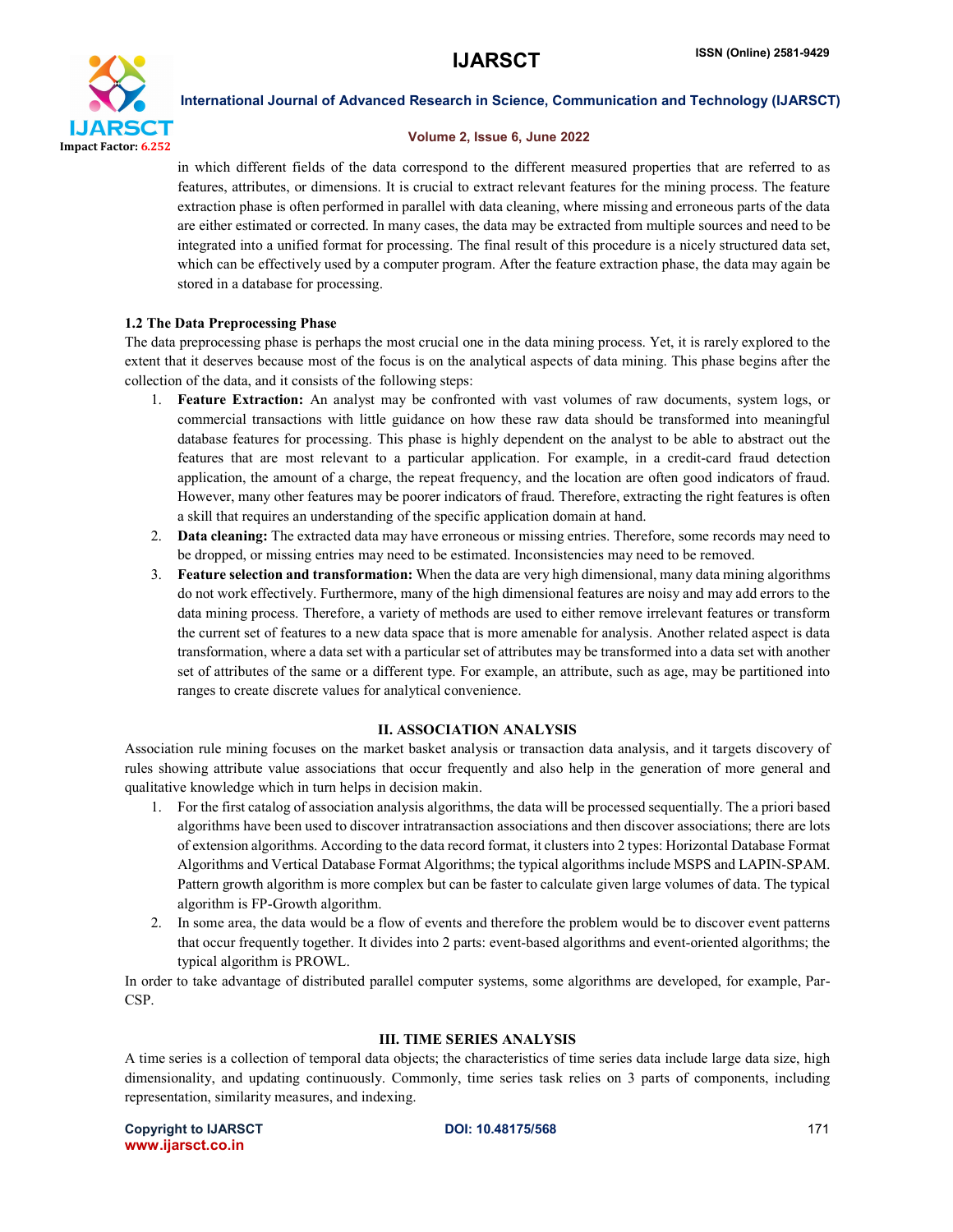in which different fields of the data correspond to the different measured properties that are referred to as features, attributes, or dimensions. It is crucial to extract relevant features for the mining process. The feature extraction phase is often performed in parallel with data cleaning, where missing and erroneous parts of the data are either estimated or corrected. In many cases, the data may be extracted from multiple sources and need to be integrated into a unified format for processing. The final result of this procedure is a nicely structured data set, which can be effectively used by a computer program. After the feature extraction phase, the data may again be stored in a database for processing.

### 1.2 The Data Preprocessing Phase

The data preprocessing phase is perhaps the most crucial one in the data mining process. Yet, it is rarely explored to the extent that it deserves because most of the focus is on the analytical aspects of data mining. This phase begins after the collection of the data, and it consists of the following steps:

1. **Feature Extraction:** An analyst may be confronted with vast volumes of raw documents, system logs, or commercial transactions with little guidance on how these raw data should be transformed into meaningful database features for processing. This phase is highly dependent on the analyst to be able to abstract out the features that are most relevant to a particular application. For example, in a credit-card fraud detection application, the amount of a charge, the repeat frequency, and the location are often good indicators of fraud. However, many other features may be poorer indicators of fraud. Therefore, extracting the right features is often a skill that requires an understanding of the specific application domain at hand.
2. **Data cleaning:** The extracted data may have erroneous or missing entries. Therefore, some records may need to be dropped, or missing entries may need to be estimated. Inconsistencies may need to be removed.
3. **Feature selection and transformation:** When the data are very high dimensional, many data mining algorithms do not work effectively. Furthermore, many of the high dimensional features are noisy and may add errors to the data mining process. Therefore, a variety of methods are used to either remove irrelevant features or transform the current set of features to a new data space that is more amenable for analysis. Another related aspect is data transformation, where a data set with a particular set of attributes may be transformed into a data set with another set of attributes of the same or a different type. For example, an attribute, such as age, may be partitioned into ranges to create discrete values for analytical convenience.

## II. ASSOCIATION ANALYSIS

Association rule mining focuses on the market basket analysis or transaction data analysis, and it targets discovery of rules showing attribute value associations that occur frequently and also help in the generation of more general and qualitative knowledge which in turn helps in decision makin.

1. For the first catalog of association analysis algorithms, the data will be processed sequentially. The a priori based algorithms have been used to discover intratransaction associations and then discover associations; there are lots of extension algorithms. According to the data record format, it clusters into 2 types: Horizontal Database Format Algorithms and Vertical Database Format Algorithms; the typical algorithms include MSPS and LAPIN-SPAM. Pattern growth algorithm is more complex but can be faster to calculate given large volumes of data. The typical algorithm is FP-Growth algorithm.
2. In some area, the data would be a flow of events and therefore the problem would be to discover event patterns that occur frequently together. It divides into 2 parts: event-based algorithms and event-oriented algorithms; the typical algorithm is PROWL.

In order to take advantage of distributed parallel computer systems, some algorithms are developed, for example, Par-CSP.

## III. TIME SERIES ANALYSIS

A time series is a collection of temporal data objects; the characteristics of time series data include large data size, high dimensionality, and updating continuously. Commonly, time series task relies on 3 parts of components, including representation, similarity measures, and indexing.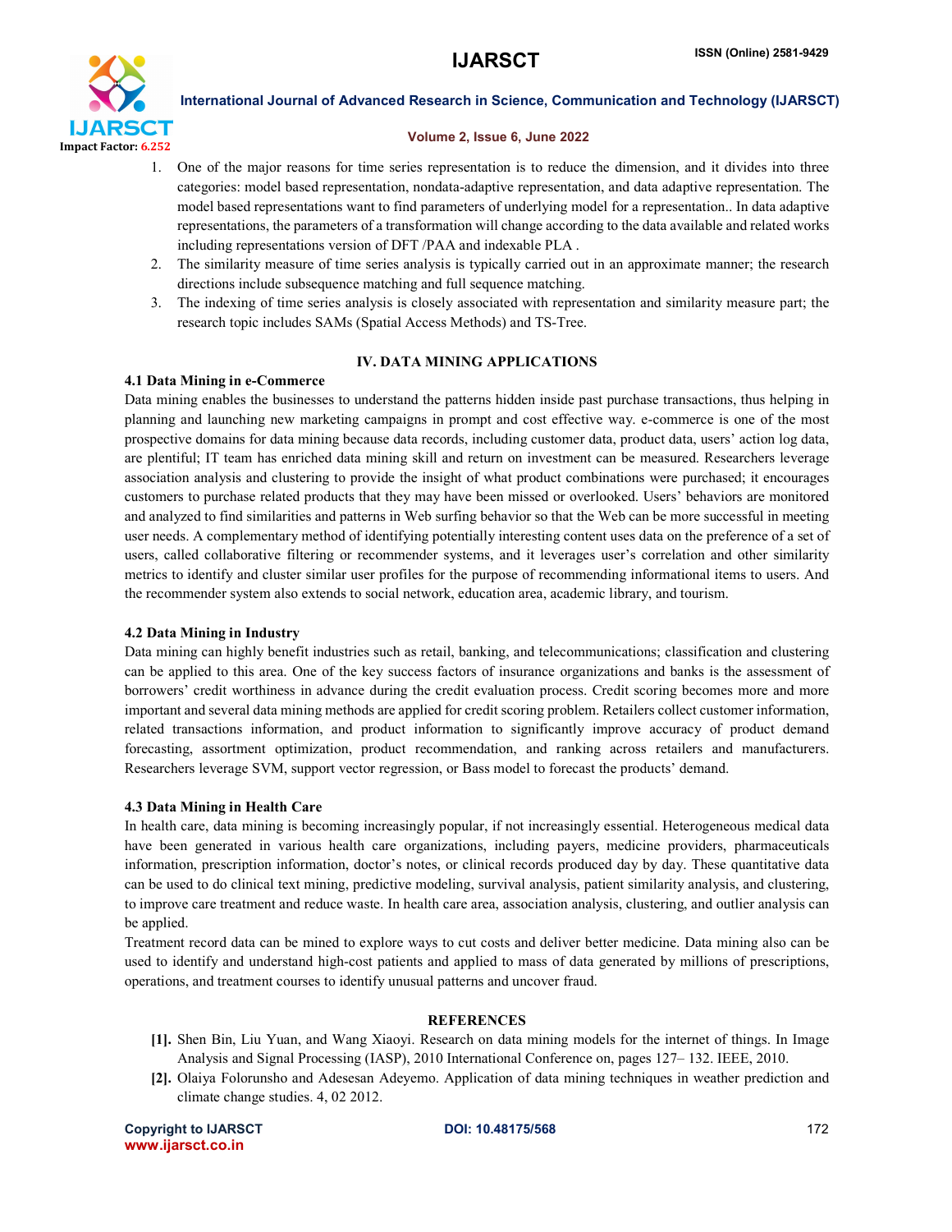1. One of the major reasons for time series representation is to reduce the dimension, and it divides into three categories: model based representation, nondata-adaptive representation, and data adaptive representation. The model based representations want to find parameters of underlying model for a representation.. In data adaptive representations, the parameters of a transformation will change according to the data available and related works including representations version of DFT /PAA and indexable PLA .
2. The similarity measure of time series analysis is typically carried out in an approximate manner; the research directions include subsequence matching and full sequence matching.
3. The indexing of time series analysis is closely associated with representation and similarity measure part; the research topic includes SAMs (Spatial Access Methods) and TS-Tree.

## IV. DATA MINING APPLICATIONS

### 4.1 Data Mining in e-Commerce

Data mining enables the businesses to understand the patterns hidden inside past purchase transactions, thus helping in planning and launching new marketing campaigns in prompt and cost effective way. e-commerce is one of the most prospective domains for data mining because data records, including customer data, product data, users' action log data, are plentiful; IT team has enriched data mining skill and return on investment can be measured. Researchers leverage association analysis and clustering to provide the insight of what product combinations were purchased; it encourages customers to purchase related products that they may have been missed or overlooked. Users' behaviors are monitored and analyzed to find similarities and patterns in Web surfing behavior so that the Web can be more successful in meeting user needs. A complementary method of identifying potentially interesting content uses data on the preference of a set of users, called collaborative filtering or recommender systems, and it leverages user's correlation and other similarity metrics to identify and cluster similar user profiles for the purpose of recommending informational items to users. And the recommender system also extends to social network, education area, academic library, and tourism.

### 4.2 Data Mining in Industry

Data mining can highly benefit industries such as retail, banking, and telecommunications; classification and clustering can be applied to this area. One of the key success factors of insurance organizations and banks is the assessment of borrowers' credit worthiness in advance during the credit evaluation process. Credit scoring becomes more and more important and several data mining methods are applied for credit scoring problem. Retailers collect customer information, related transactions information, and product information to significantly improve accuracy of product demand forecasting, assortment optimization, product recommendation, and ranking across retailers and manufacturers. Researchers leverage SVM, support vector regression, or Bass model to forecast the products' demand.

### 4.3 Data Mining in Health Care

In health care, data mining is becoming increasingly popular, if not increasingly essential. Heterogeneous medical data have been generated in various health care organizations, including payers, medicine providers, pharmaceuticals information, prescription information, doctor's notes, or clinical records produced day by day. These quantitative data can be used to do clinical text mining, predictive modeling, survival analysis, patient similarity analysis, and clustering, to improve care treatment and reduce waste. In health care area, association analysis, clustering, and outlier analysis can be applied.

Treatment record data can be mined to explore ways to cut costs and deliver better medicine. Data mining also can be used to identify and understand high-cost patients and applied to mass of data generated by millions of prescriptions, operations, and treatment courses to identify unusual patterns and uncover fraud.

## REFERENCES

- **[1].** Shen Bin, Liu Yuan, and Wang Xiaoyi. Research on data mining models for the internet of things. In Image Analysis and Signal Processing (IASP), 2010 International Conference on, pages 127– 132. IEEE, 2010.
- **[2].** Olaiya Folorunsho and Adesesan Adeyemo. Application of data mining techniques in weather prediction and climate change studies. 4, 02 2012.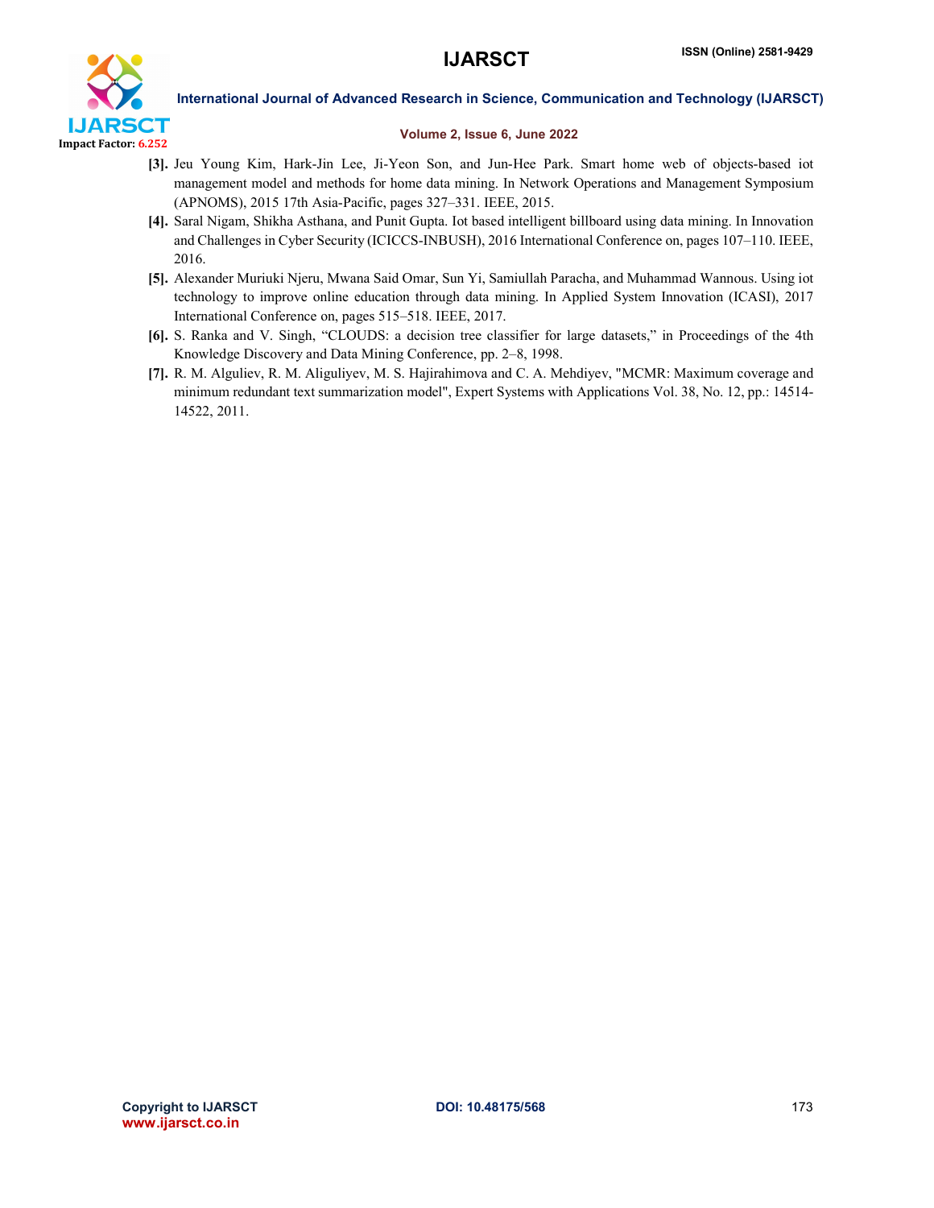[3]. Jeu Young Kim, Hark-Jin Lee, Ji-Yeon Son, and Jun-Hee Park. Smart home web of objects-based iot management model and methods for home data mining. In Network Operations and Management Symposium (APNOMS), 2015 17th Asia-Pacific, pages 327–331. IEEE, 2015.

[4]. Saral Nigam, Shikha Asthana, and Punit Gupta. Iot based intelligent billboard using data mining. In Innovation and Challenges in Cyber Security (ICICCS-INBUSH), 2016 International Conference on, pages 107–110. IEEE, 2016.

[5]. Alexander Muriuki Njeru, Mwana Said Omar, Sun Yi, Samiullah Paracha, and Muhammad Wannous. Using iot technology to improve online education through data mining. In Applied System Innovation (ICASI), 2017 International Conference on, pages 515–518. IEEE, 2017.

[6]. S. Ranka and V. Singh, "CLOUDS: a decision tree classifier for large datasets," in Proceedings of the 4th Knowledge Discovery and Data Mining Conference, pp. 2–8, 1998.

[7]. R. M. Alguliev, R. M. Aliguliyev, M. S. Hajirahimova and C. A. Mehdiyev, "MCMR: Maximum coverage and minimum redundant text summarization model", Expert Systems with Applications Vol. 38, No. 12, pp.: 14514-14522, 2011.